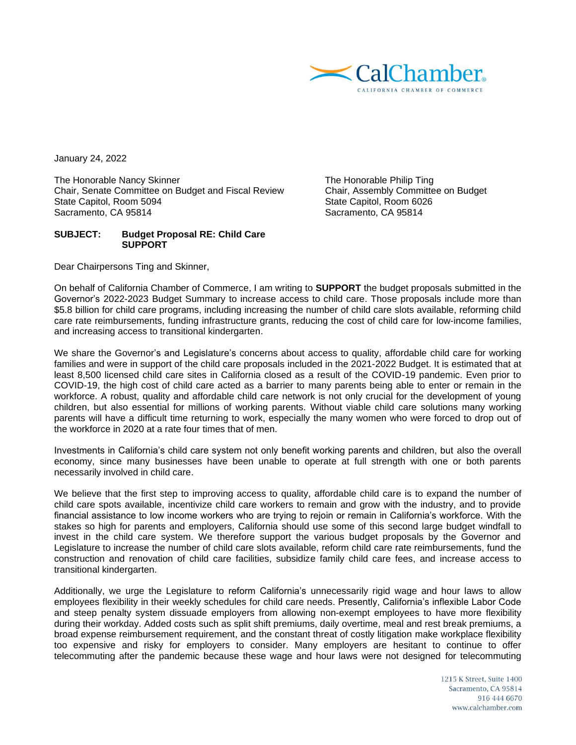CalChamber.
CALIFORNIA CHAMBER OF COMMERCE

January 24, 2022

The Honorable Nancy Skinner
Chair, Senate Committee on Budget and Fiscal Review
State Capitol, Room 5094
Sacramento, CA 95814

The Honorable Philip Ting
Chair, Assembly Committee on Budget
State Capitol, Room 6026
Sacramento, CA 95814

**SUBJECT: Budget Proposal RE: Child Care**
**SUPPORT**

Dear Chairpersons Ting and Skinner,

On behalf of California Chamber of Commerce, I am writing to **SUPPORT** the budget proposals submitted in the Governor's 2022-2023 Budget Summary to increase access to child care. Those proposals include more than $5.8 billion for child care programs, including increasing the number of child care slots available, reforming child care rate reimbursements, funding infrastructure grants, reducing the cost of child care for low-income families, and increasing access to transitional kindergarten.

We share the Governor's and Legislature's concerns about access to quality, affordable child care for working families and were in support of the child care proposals included in the 2021-2022 Budget. It is estimated that at least 8,500 licensed child care sites in California closed as a result of the COVID-19 pandemic. Even prior to COVID-19, the high cost of child care acted as a barrier to many parents being able to enter or remain in the workforce. A robust, quality and affordable child care network is not only crucial for the development of young children, but also essential for millions of working parents. Without viable child care solutions many working parents will have a difficult time returning to work, especially the many women who were forced to drop out of the workforce in 2020 at a rate four times that of men.

Investments in California's child care system not only benefit working parents and children, but also the overall economy, since many businesses have been unable to operate at full strength with one or both parents necessarily involved in child care.

We believe that the first step to improving access to quality, affordable child care is to expand the number of child care spots available, incentivize child care workers to remain and grow with the industry, and to provide financial assistance to low income workers who are trying to rejoin or remain in California's workforce. With the stakes so high for parents and employers, California should use some of this second large budget windfall to invest in the child care system. We therefore support the various budget proposals by the Governor and Legislature to increase the number of child care slots available, reform child care rate reimbursements, fund the construction and renovation of child care facilities, subsidize family child care fees, and increase access to transitional kindergarten.

Additionally, we urge the Legislature to reform California's unnecessarily rigid wage and hour laws to allow employees flexibility in their weekly schedules for child care needs. Presently, California's inflexible Labor Code and steep penalty system dissuade employers from allowing non-exempt employees to have more flexibility during their workday. Added costs such as split shift premiums, daily overtime, meal and rest break premiums, a broad expense reimbursement requirement, and the constant threat of costly litigation make workplace flexibility too expensive and risky for employers to consider. Many employers are hesitant to continue to offer telecommuting after the pandemic because these wage and hour laws were not designed for telecommuting

1215 K Street, Suite 1400
Sacramento, CA 95814
916 444 6670
www.calchamber.com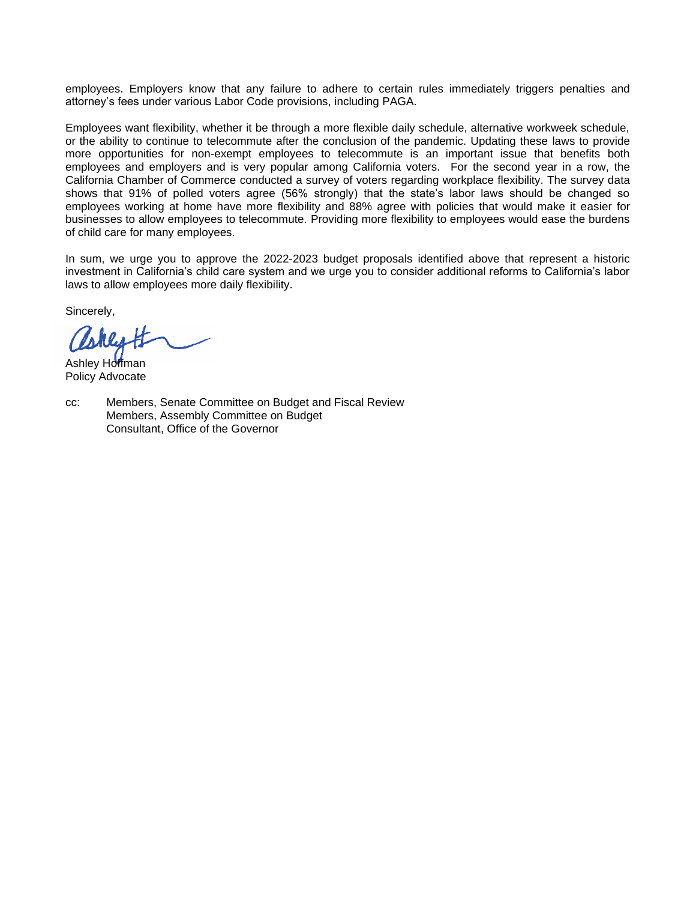employees. Employers know that any failure to adhere to certain rules immediately triggers penalties and attorney's fees under various Labor Code provisions, including PAGA.

Employees want flexibility, whether it be through a more flexible daily schedule, alternative workweek schedule, or the ability to continue to telecommute after the conclusion of the pandemic. Updating these laws to provide more opportunities for non-exempt employees to telecommute is an important issue that benefits both employees and employers and is very popular among California voters. For the second year in a row, the California Chamber of Commerce conducted a survey of voters regarding workplace flexibility. The survey data shows that 91% of polled voters agree (56% strongly) that the state's labor laws should be changed so employees working at home have more flexibility and 88% agree with policies that would make it easier for businesses to allow employees to telecommute. Providing more flexibility to employees would ease the burdens of child care for many employees.

In sum, we urge you to approve the 2022-2023 budget proposals identified above that represent a historic investment in California's child care system and we urge you to consider additional reforms to California's labor laws to allow employees more daily flexibility.

Sincerely,

Ashley Hoffman
Policy Advocate

cc: Members, Senate Committee on Budget and Fiscal Review
Members, Assembly Committee on Budget
Consultant, Office of the Governor